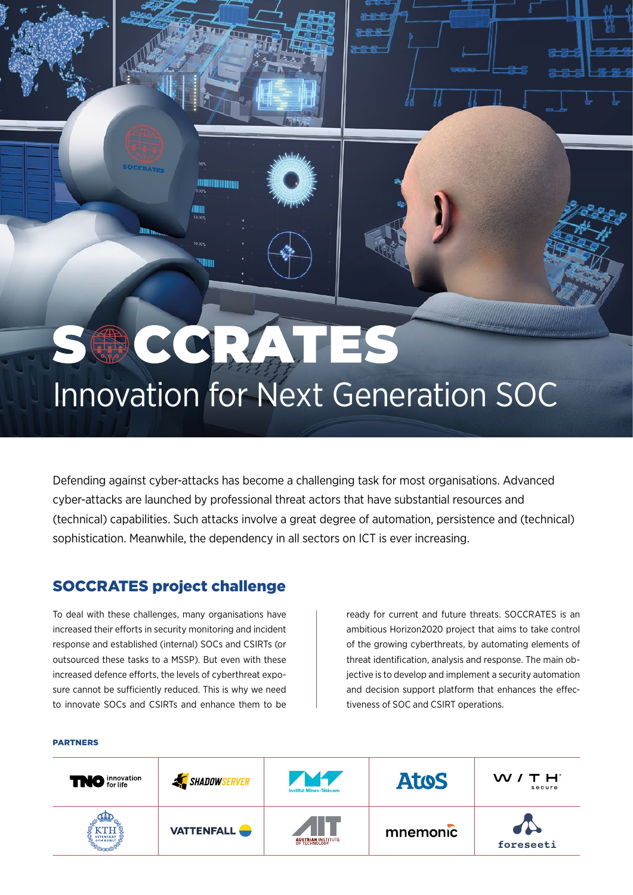# SOCCRATES

## Innovation for Next Generation SOC

Defending against cyber-attacks has become a challenging task for most organisations. Advanced cyber-attacks are launched by professional threat actors that have substantial resources and (technical) capabilities. Such attacks involve a great degree of automation, persistence and (technical) sophistication. Meanwhile, the dependency in all sectors on ICT is ever increasing.

## SOCCRATES project challenge

To deal with these challenges, many organisations have increased their efforts in security monitoring and incident response and established (internal) SOCs and CSIRTs (or outsourced these tasks to a MSSP). But even with these increased defence efforts, the levels of cyberthreat exposure cannot be sufficiently reduced. This is why we need to innovate SOCs and CSIRTs and enhance them to be ready for current and future threats. SOCCRATES is an ambitious Horizon2020 project that aims to take control of the growing cyberthreats, by automating elements of threat identification, analysis and response. The main objective is to develop and implement a security automation and decision support platform that enhances the effectiveness of SOC and CSIRT operations.

**PARTNERS**

| | | | | |
|---|---|---|---|---|
| TNO innovation for life | SHADOWSERVER | Institut Mines-Télécom | Atos | WITH secure |
| KTH Vetenskap och Konst | VATTENFALL | AIT Austrian Institute of Technology | mnemonic | foreseeti |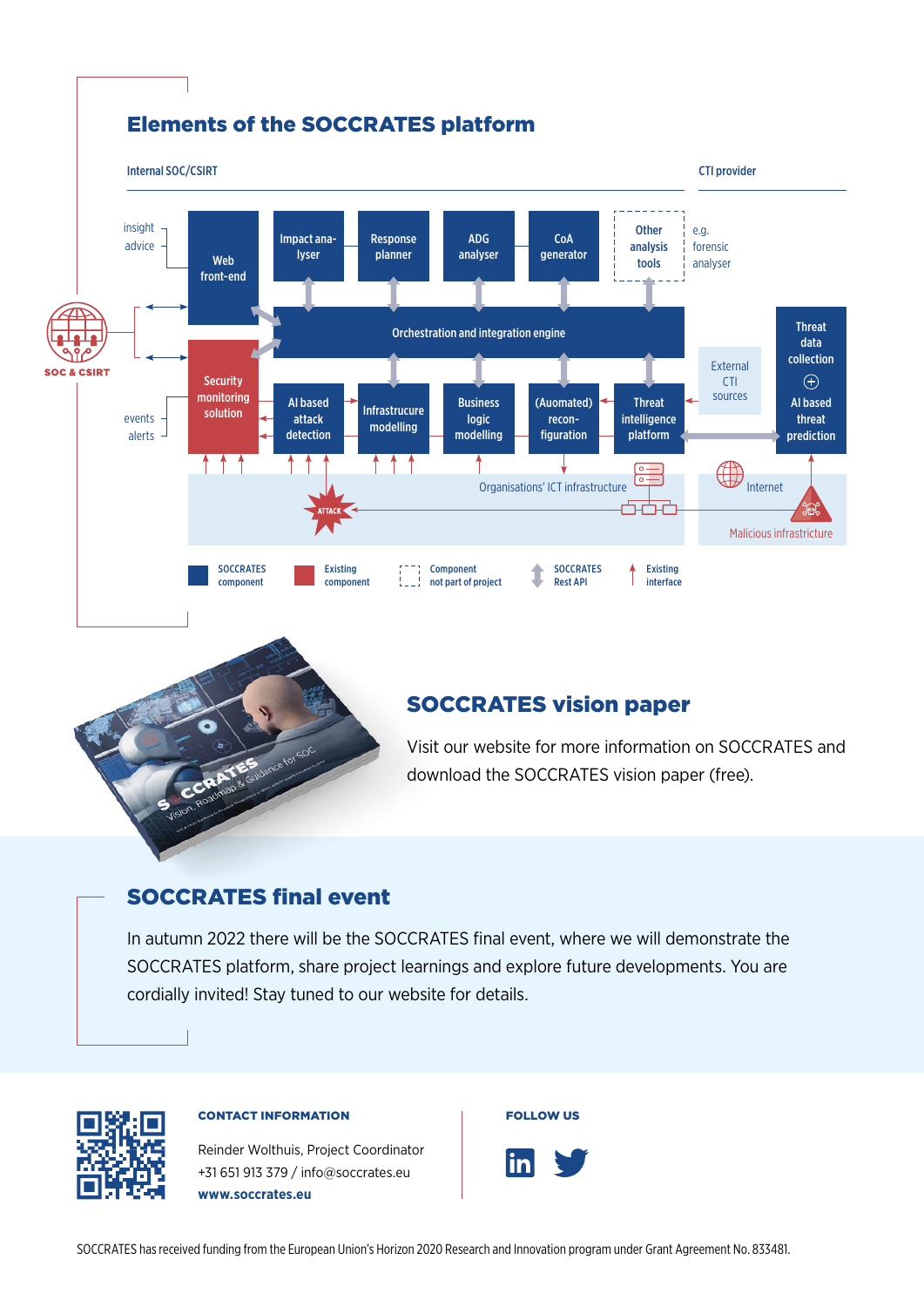## Elements of the SOCCRATES platform

Internal SOC/CSIRT

CTI provider

insight
advice

Web front-end

Impact analyser

Response planner

ADG analyser

CoA generator

Other analysis tools

e.g. forensic analyser

SOC & CSIRT

Orchestration and integration engine

Threat data collection

AI based threat prediction

External CTI sources

events
alerts

Security monitoring solution

AI based attack detection

Infrastrucure modelling

Business logic modelling

(Auomated) recon-figuration

Threat intelligence platform

Organisations' ICT infrastructure

ATTACK

Internet

Malicious infrastructure

SOCCRATES component

Existing component

Component not part of project

SOCCRATES Rest API

Existing interface

## SOCCRATES vision paper

Visit our website for more information on SOCCRATES and download the SOCCRATES vision paper (free).

## SOCCRATES final event

In autumn 2022 there will be the SOCCRATES final event, where we will demonstrate the SOCCRATES platform, share project learnings and explore future developments. You are cordially invited! Stay tuned to our website for details.

**CONTACT INFORMATION**

Reinder Wolthuis, Project Coordinator
+31 651 913 379 / info@soccrates.eu
**www.soccrates.eu**

**FOLLOW US**

SOCCRATES has received funding from the European Union's Horizon 2020 Research and Innovation program under Grant Agreement No. 833481.